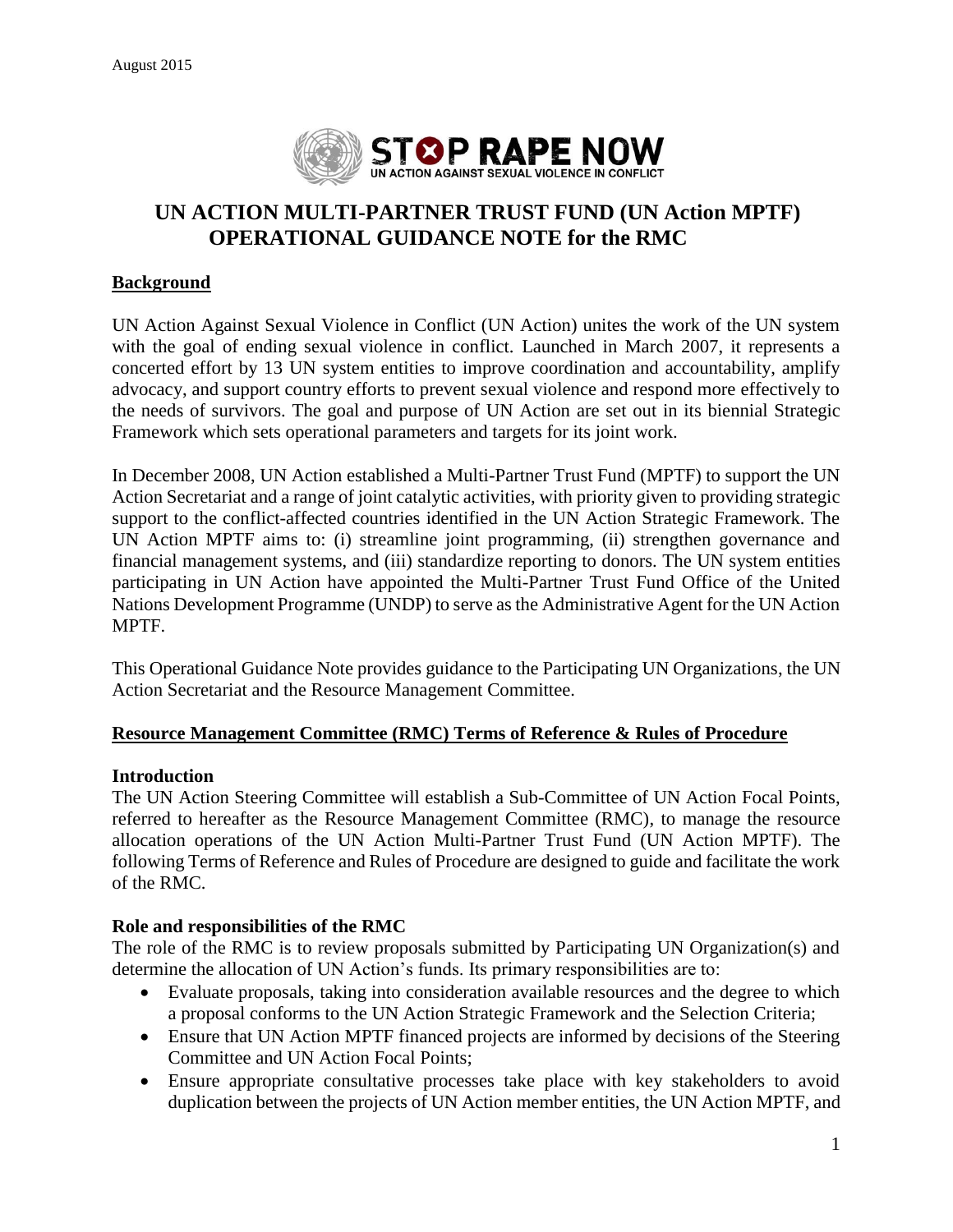August 2015

STOP RAPE NOW
UN ACTION AGAINST SEXUAL VIOLENCE IN CONFLICT

# UN ACTION MULTI-PARTNER TRUST FUND (UN Action MPTF) OPERATIONAL GUIDANCE NOTE for the RMC

## Background

UN Action Against Sexual Violence in Conflict (UN Action) unites the work of the UN system with the goal of ending sexual violence in conflict. Launched in March 2007, it represents a concerted effort by 13 UN system entities to improve coordination and accountability, amplify advocacy, and support country efforts to prevent sexual violence and respond more effectively to the needs of survivors. The goal and purpose of UN Action are set out in its biennial Strategic Framework which sets operational parameters and targets for its joint work.

In December 2008, UN Action established a Multi-Partner Trust Fund (MPTF) to support the UN Action Secretariat and a range of joint catalytic activities, with priority given to providing strategic support to the conflict-affected countries identified in the UN Action Strategic Framework. The UN Action MPTF aims to: (i) streamline joint programming, (ii) strengthen governance and financial management systems, and (iii) standardize reporting to donors. The UN system entities participating in UN Action have appointed the Multi-Partner Trust Fund Office of the United Nations Development Programme (UNDP) to serve as the Administrative Agent for the UN Action MPTF.

This Operational Guidance Note provides guidance to the Participating UN Organizations, the UN Action Secretariat and the Resource Management Committee.

## Resource Management Committee (RMC) Terms of Reference & Rules of Procedure

### Introduction

The UN Action Steering Committee will establish a Sub-Committee of UN Action Focal Points, referred to hereafter as the Resource Management Committee (RMC), to manage the resource allocation operations of the UN Action Multi-Partner Trust Fund (UN Action MPTF). The following Terms of Reference and Rules of Procedure are designed to guide and facilitate the work of the RMC.

### Role and responsibilities of the RMC

The role of the RMC is to review proposals submitted by Participating UN Organization(s) and determine the allocation of UN Action's funds. Its primary responsibilities are to:

- Evaluate proposals, taking into consideration available resources and the degree to which a proposal conforms to the UN Action Strategic Framework and the Selection Criteria;
- Ensure that UN Action MPTF financed projects are informed by decisions of the Steering Committee and UN Action Focal Points;
- Ensure appropriate consultative processes take place with key stakeholders to avoid duplication between the projects of UN Action member entities, the UN Action MPTF, and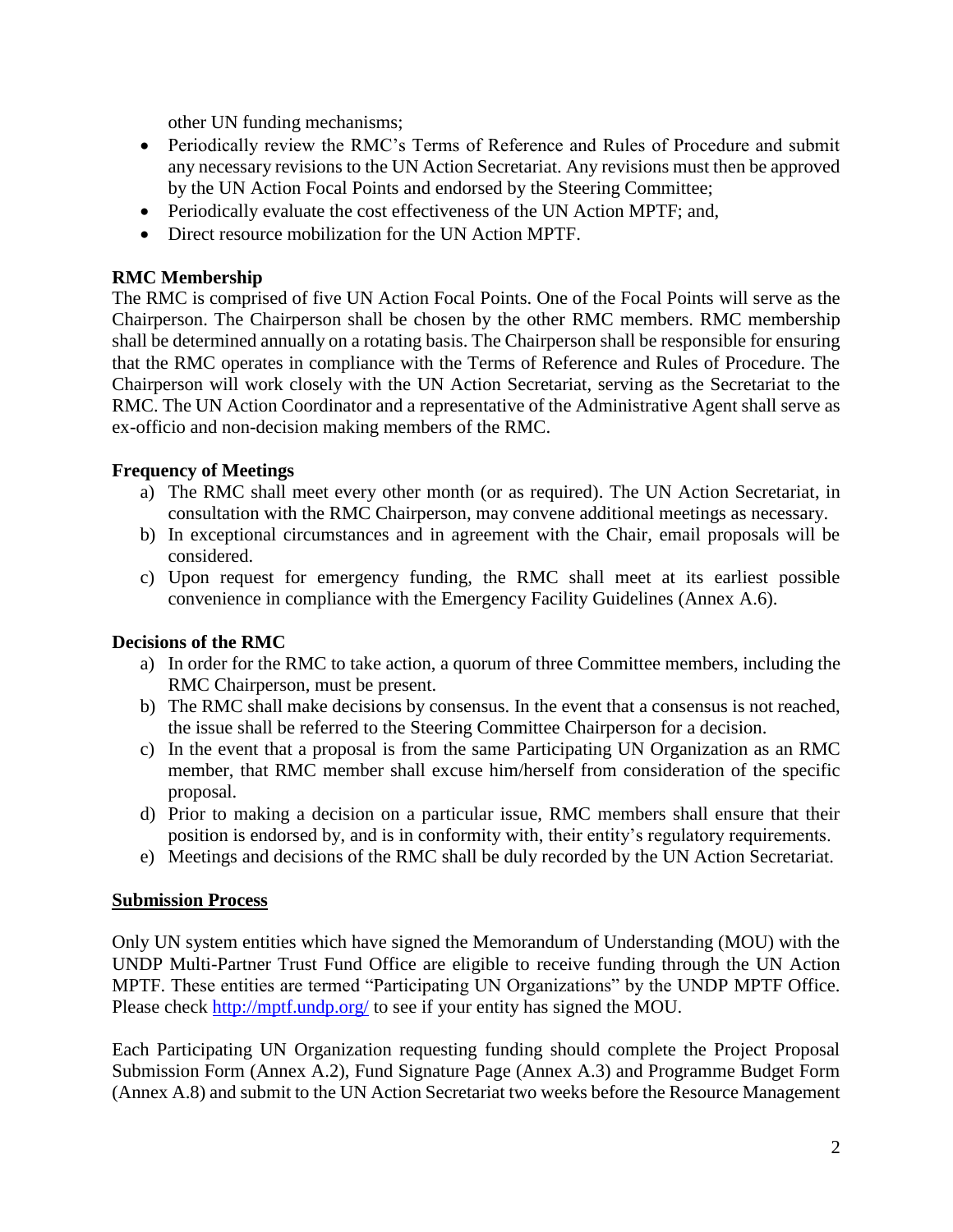other UN funding mechanisms;

- Periodically review the RMC's Terms of Reference and Rules of Procedure and submit any necessary revisions to the UN Action Secretariat. Any revisions must then be approved by the UN Action Focal Points and endorsed by the Steering Committee;
- Periodically evaluate the cost effectiveness of the UN Action MPTF; and,
- Direct resource mobilization for the UN Action MPTF.

**RMC Membership**

The RMC is comprised of five UN Action Focal Points. One of the Focal Points will serve as the Chairperson. The Chairperson shall be chosen by the other RMC members. RMC membership shall be determined annually on a rotating basis. The Chairperson shall be responsible for ensuring that the RMC operates in compliance with the Terms of Reference and Rules of Procedure. The Chairperson will work closely with the UN Action Secretariat, serving as the Secretariat to the RMC. The UN Action Coordinator and a representative of the Administrative Agent shall serve as ex-officio and non-decision making members of the RMC.

**Frequency of Meetings**

a) The RMC shall meet every other month (or as required). The UN Action Secretariat, in consultation with the RMC Chairperson, may convene additional meetings as necessary.
b) In exceptional circumstances and in agreement with the Chair, email proposals will be considered.
c) Upon request for emergency funding, the RMC shall meet at its earliest possible convenience in compliance with the Emergency Facility Guidelines (Annex A.6).

**Decisions of the RMC**

a) In order for the RMC to take action, a quorum of three Committee members, including the RMC Chairperson, must be present.
b) The RMC shall make decisions by consensus. In the event that a consensus is not reached, the issue shall be referred to the Steering Committee Chairperson for a decision.
c) In the event that a proposal is from the same Participating UN Organization as an RMC member, that RMC member shall excuse him/herself from consideration of the specific proposal.
d) Prior to making a decision on a particular issue, RMC members shall ensure that their position is endorsed by, and is in conformity with, their entity's regulatory requirements.
e) Meetings and decisions of the RMC shall be duly recorded by the UN Action Secretariat.

**Submission Process**

Only UN system entities which have signed the Memorandum of Understanding (MOU) with the UNDP Multi-Partner Trust Fund Office are eligible to receive funding through the UN Action MPTF. These entities are termed "Participating UN Organizations" by the UNDP MPTF Office. Please check http://mptf.undp.org/ to see if your entity has signed the MOU.

Each Participating UN Organization requesting funding should complete the Project Proposal Submission Form (Annex A.2), Fund Signature Page (Annex A.3) and Programme Budget Form (Annex A.8) and submit to the UN Action Secretariat two weeks before the Resource Management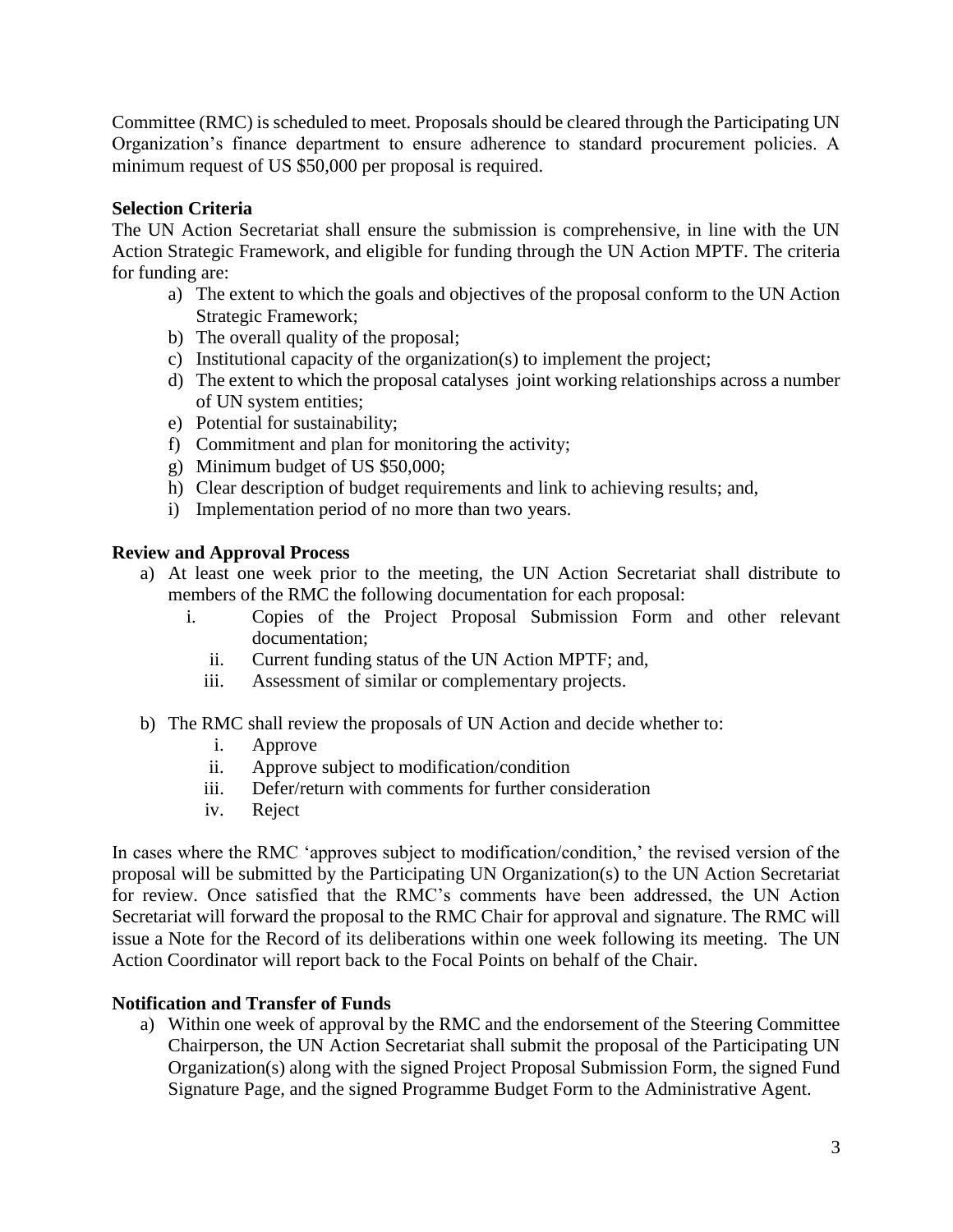Committee (RMC) is scheduled to meet. Proposals should be cleared through the Participating UN Organization's finance department to ensure adherence to standard procurement policies. A minimum request of US $50,000 per proposal is required.

**Selection Criteria**

The UN Action Secretariat shall ensure the submission is comprehensive, in line with the UN Action Strategic Framework, and eligible for funding through the UN Action MPTF. The criteria for funding are:

a) The extent to which the goals and objectives of the proposal conform to the UN Action Strategic Framework;
b) The overall quality of the proposal;
c) Institutional capacity of the organization(s) to implement the project;
d) The extent to which the proposal catalyses joint working relationships across a number of UN system entities;
e) Potential for sustainability;
f) Commitment and plan for monitoring the activity;
g) Minimum budget of US $50,000;
h) Clear description of budget requirements and link to achieving results; and,
i) Implementation period of no more than two years.

**Review and Approval Process**

a) At least one week prior to the meeting, the UN Action Secretariat shall distribute to members of the RMC the following documentation for each proposal:
   i. Copies of the Project Proposal Submission Form and other relevant documentation;
   ii. Current funding status of the UN Action MPTF; and,
   iii. Assessment of similar or complementary projects.

b) The RMC shall review the proposals of UN Action and decide whether to:
   i. Approve
   ii. Approve subject to modification/condition
   iii. Defer/return with comments for further consideration
   iv. Reject

In cases where the RMC 'approves subject to modification/condition,' the revised version of the proposal will be submitted by the Participating UN Organization(s) to the UN Action Secretariat for review. Once satisfied that the RMC's comments have been addressed, the UN Action Secretariat will forward the proposal to the RMC Chair for approval and signature. The RMC will issue a Note for the Record of its deliberations within one week following its meeting. The UN Action Coordinator will report back to the Focal Points on behalf of the Chair.

**Notification and Transfer of Funds**

a) Within one week of approval by the RMC and the endorsement of the Steering Committee Chairperson, the UN Action Secretariat shall submit the proposal of the Participating UN Organization(s) along with the signed Project Proposal Submission Form, the signed Fund Signature Page, and the signed Programme Budget Form to the Administrative Agent.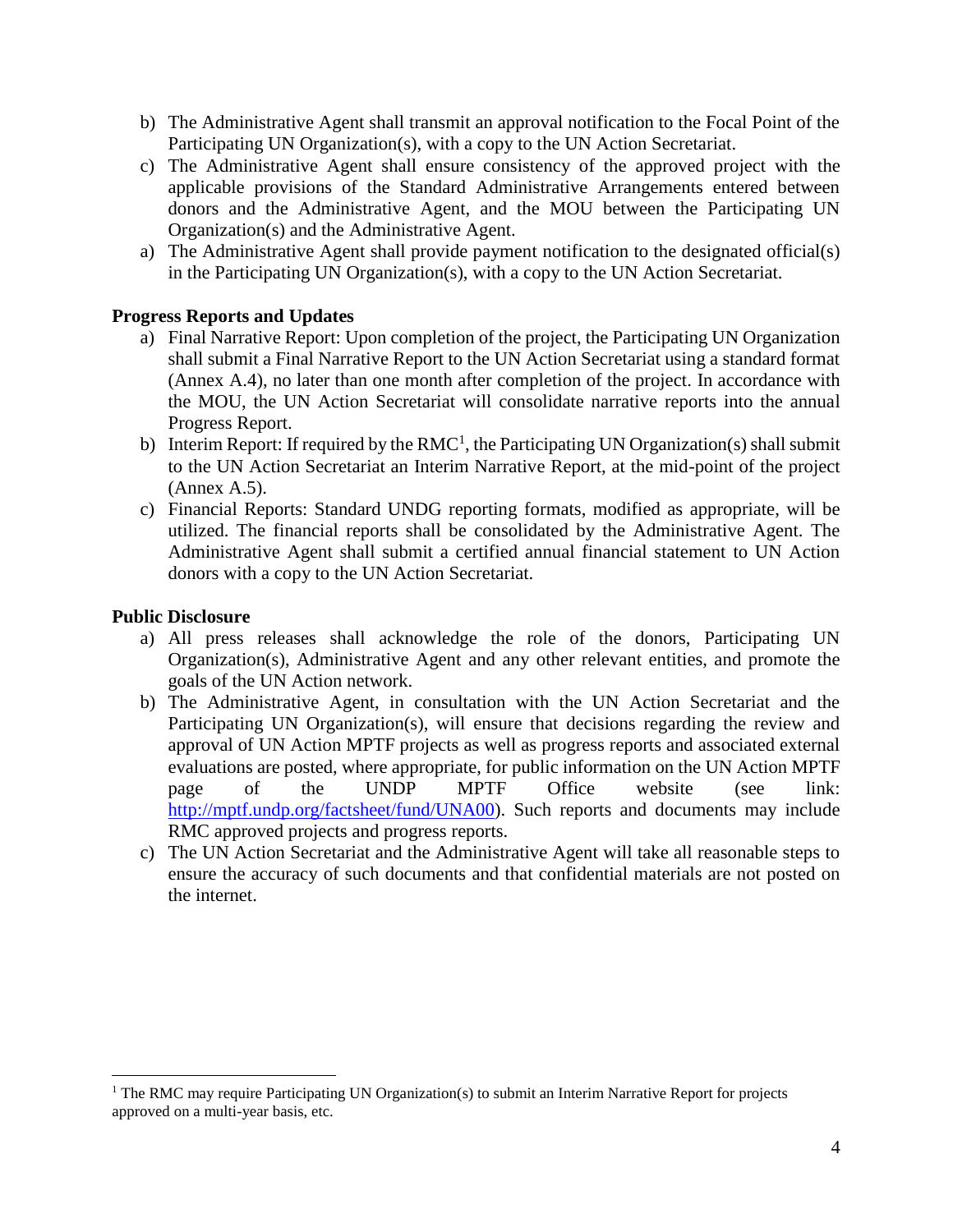b) The Administrative Agent shall transmit an approval notification to the Focal Point of the Participating UN Organization(s), with a copy to the UN Action Secretariat.

c) The Administrative Agent shall ensure consistency of the approved project with the applicable provisions of the Standard Administrative Arrangements entered between donors and the Administrative Agent, and the MOU between the Participating UN Organization(s) and the Administrative Agent.

a) The Administrative Agent shall provide payment notification to the designated official(s) in the Participating UN Organization(s), with a copy to the UN Action Secretariat.

**Progress Reports and Updates**

a) Final Narrative Report: Upon completion of the project, the Participating UN Organization shall submit a Final Narrative Report to the UN Action Secretariat using a standard format (Annex A.4), no later than one month after completion of the project. In accordance with the MOU, the UN Action Secretariat will consolidate narrative reports into the annual Progress Report.

b) Interim Report: If required by the RMC[1], the Participating UN Organization(s) shall submit to the UN Action Secretariat an Interim Narrative Report, at the mid-point of the project (Annex A.5).

c) Financial Reports: Standard UNDG reporting formats, modified as appropriate, will be utilized. The financial reports shall be consolidated by the Administrative Agent. The Administrative Agent shall submit a certified annual financial statement to UN Action donors with a copy to the UN Action Secretariat.

**Public Disclosure**

a) All press releases shall acknowledge the role of the donors, Participating UN Organization(s), Administrative Agent and any other relevant entities, and promote the goals of the UN Action network.

b) The Administrative Agent, in consultation with the UN Action Secretariat and the Participating UN Organization(s), will ensure that decisions regarding the review and approval of UN Action MPTF projects as well as progress reports and associated external evaluations are posted, where appropriate, for public information on the UN Action MPTF page of the UNDP MPTF Office website (see link: [http://mptf.undp.org/factsheet/fund/UNA00](http://mptf.undp.org/factsheet/fund/UNA00)). Such reports and documents may include RMC approved projects and progress reports.

c) The UN Action Secretariat and the Administrative Agent will take all reasonable steps to ensure the accuracy of such documents and that confidential materials are not posted on the internet.

---

[1] The RMC may require Participating UN Organization(s) to submit an Interim Narrative Report for projects approved on a multi-year basis, etc.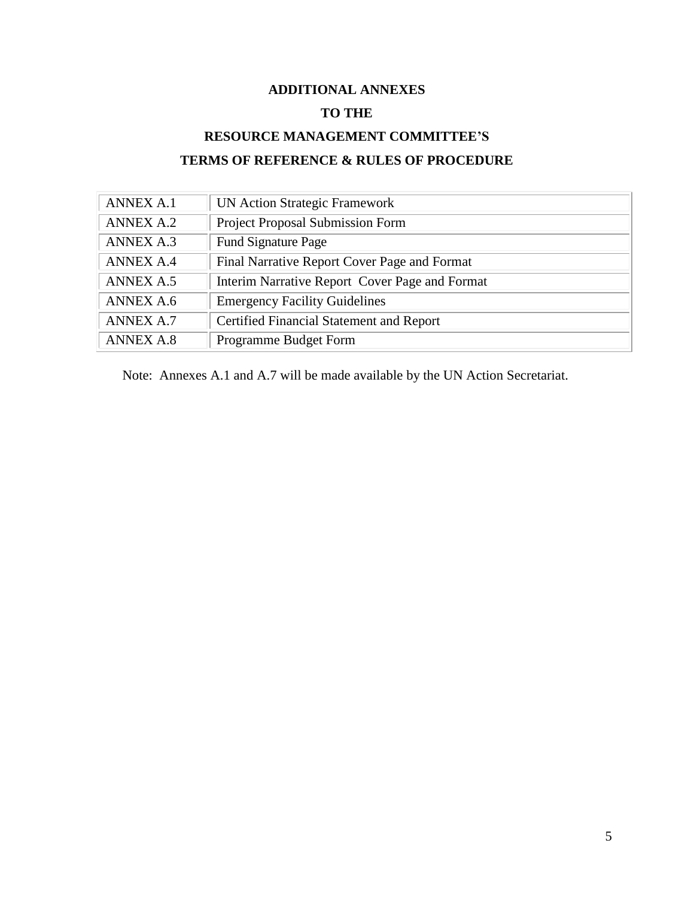# ADDITIONAL ANNEXES

# TO THE

# RESOURCE MANAGEMENT COMMITTEE'S

# TERMS OF REFERENCE & RULES OF PROCEDURE

| | |
|---|---|
| ANNEX A.1 | UN Action Strategic Framework |
| ANNEX A.2 | Project Proposal Submission Form |
| ANNEX A.3 | Fund Signature Page |
| ANNEX A.4 | Final Narrative Report Cover Page and Format |
| ANNEX A.5 | Interim Narrative Report  Cover Page and Format |
| ANNEX A.6 | Emergency Facility Guidelines |
| ANNEX A.7 | Certified Financial Statement and Report |
| ANNEX A.8 | Programme Budget Form |

Note:  Annexes A.1 and A.7 will be made available by the UN Action Secretariat.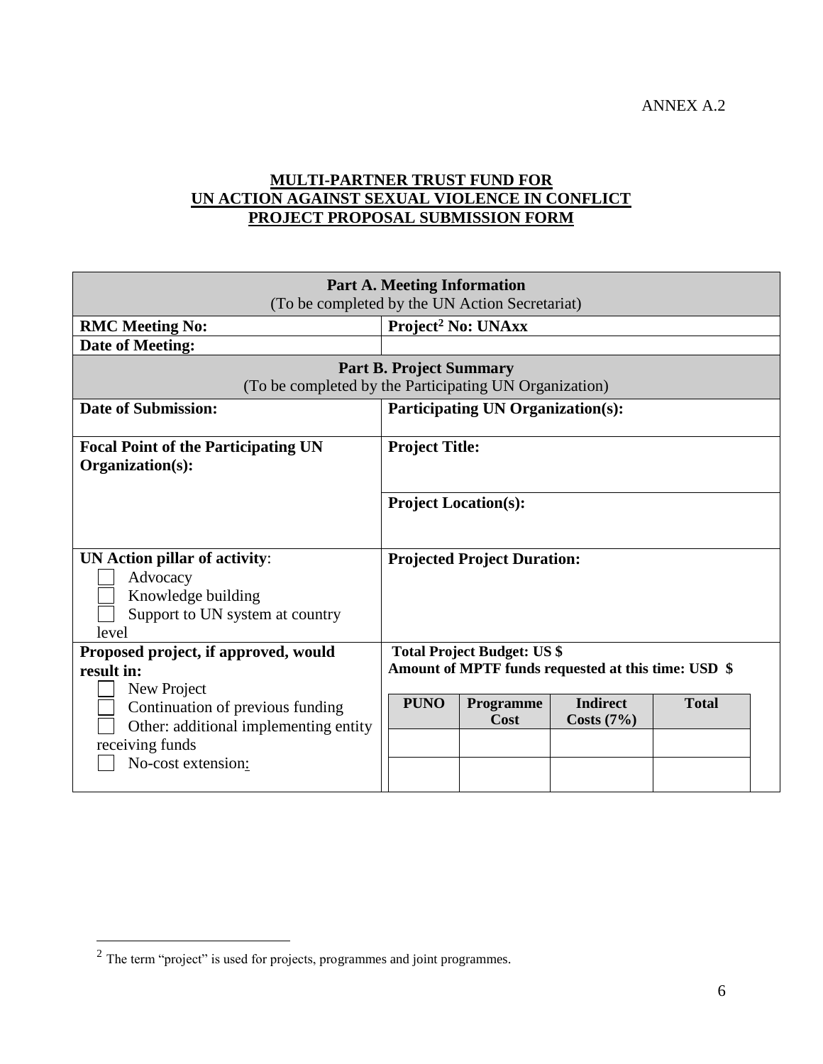ANNEX A.2

**MULTI-PARTNER TRUST FUND FOR**
**UN ACTION AGAINST SEXUAL VIOLENCE IN CONFLICT**
**PROJECT PROPOSAL SUBMISSION FORM**

| **Part A. Meeting Information** (To be completed by the UN Action Secretariat) | |
|---|---|
| **RMC Meeting No:** | **Project[2] No: UNAxx** |
| **Date of Meeting:** | |
| **Part B. Project Summary** (To be completed by the Participating UN Organization) | |
| **Date of Submission:** | **Participating UN Organization(s):** |
| **Focal Point of the Participating UN Organization(s):** | **Project Title:**<br><br>**Project Location(s):** |
| **UN Action pillar of activity**:<br>☐ Advocacy<br>☐ Knowledge building<br>☐ Support to UN system at country level | **Projected Project Duration:** |
| **Proposed project, if approved, would result in:**<br>☐ New Project<br>☐ Continuation of previous funding<br>☐ Other: additional implementing entity receiving funds<br>☐ No-cost extension: | **Total Project Budget: US $**<br>**Amount of MPTF funds requested at this time: USD $** |

| PUNO | Programme Cost | Indirect Costs (7%) | Total |
|---|---|---|---|
| | | | |
| | | | |

[2] The term "project" is used for projects, programmes and joint programmes.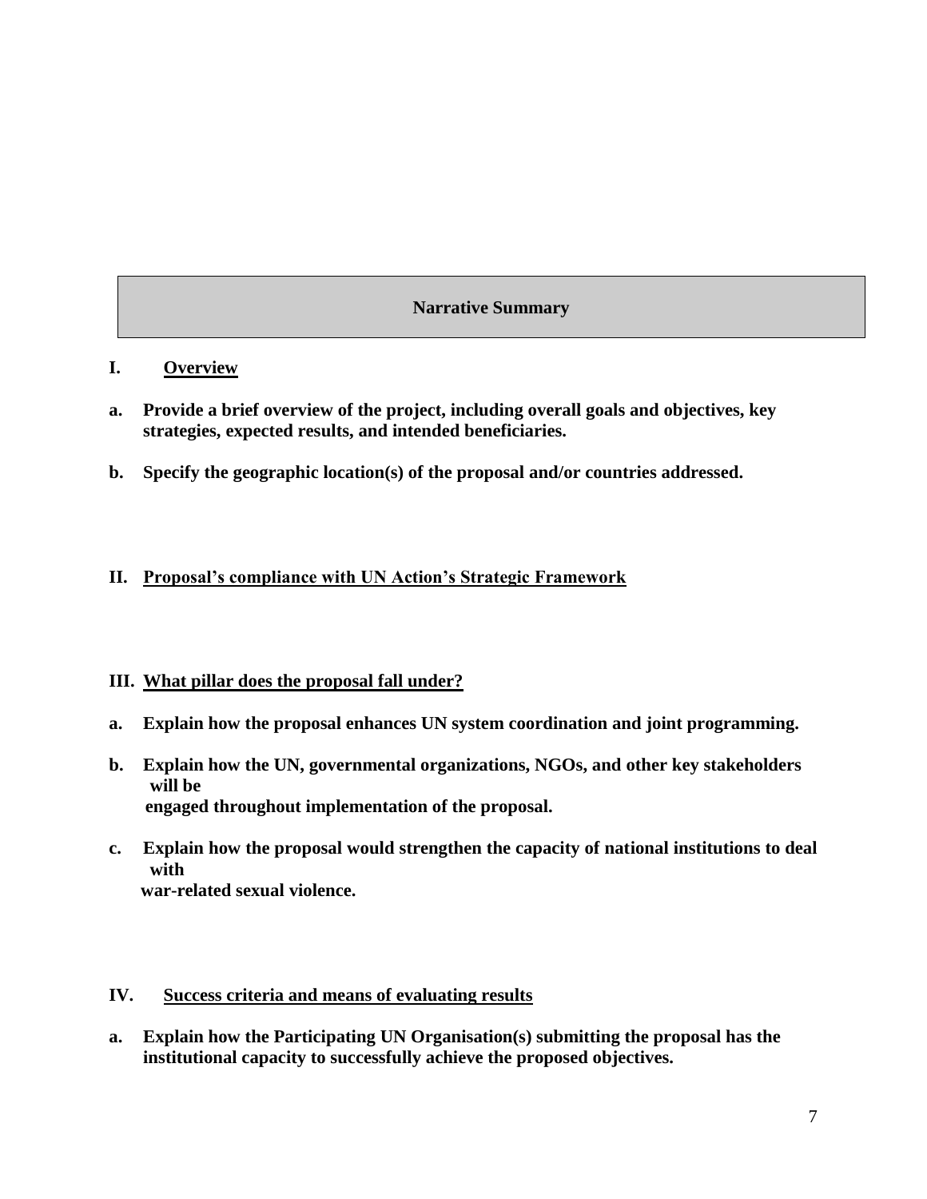## Narrative Summary

### I. Overview

**a. Provide a brief overview of the project, including overall goals and objectives, key strategies, expected results, and intended beneficiaries.**

**b. Specify the geographic location(s) of the proposal and/or countries addressed.**

### II. Proposal's compliance with UN Action's Strategic Framework

### III. What pillar does the proposal fall under?

**a. Explain how the proposal enhances UN system coordination and joint programming.**

**b. Explain how the UN, governmental organizations, NGOs, and other key stakeholders will be engaged throughout implementation of the proposal.**

**c. Explain how the proposal would strengthen the capacity of national institutions to deal with war-related sexual violence.**

### IV. Success criteria and means of evaluating results

**a. Explain how the Participating UN Organisation(s) submitting the proposal has the institutional capacity to successfully achieve the proposed objectives.**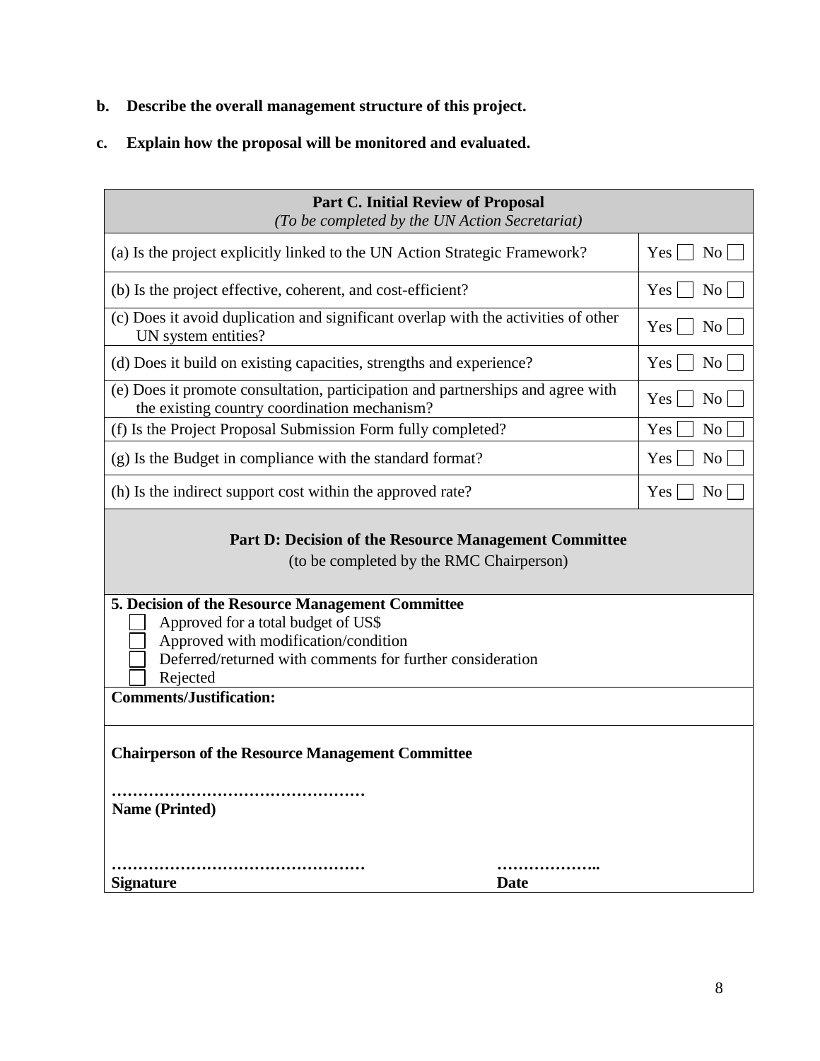**b. Describe the overall management structure of this project.**

**c. Explain how the proposal will be monitored and evaluated.**

| **Part C. Initial Review of Proposal** *(To be completed by the UN Action Secretariat)* | |
|---|---|
| (a) Is the project explicitly linked to the UN Action Strategic Framework? | Yes ☐ No ☐ |
| (b) Is the project effective, coherent, and cost-efficient? | Yes ☐ No ☐ |
| (c) Does it avoid duplication and significant overlap with the activities of other UN system entities? | Yes ☐ No ☐ |
| (d) Does it build on existing capacities, strengths and experience? | Yes ☐ No ☐ |
| (e) Does it promote consultation, participation and partnerships and agree with the existing country coordination mechanism? | Yes ☐ No ☐ |
| (f) Is the Project Proposal Submission Form fully completed? | Yes ☐ No ☐ |
| (g) Is the Budget in compliance with the standard format? | Yes ☐ No ☐ |
| (h) Is the indirect support cost within the approved rate? | Yes ☐ No ☐ |

**Part D: Decision of the Resource Management Committee**

(to be completed by the RMC Chairperson)

**5. Decision of the Resource Management Committee**

- ☐ Approved for a total budget of US$
- ☐ Approved with modification/condition
- ☐ Deferred/returned with comments for further consideration
- ☐ Rejected

**Comments/Justification:**

**Chairperson of the Resource Management Committee**

…………………………………………

**Name (Printed)**

…………………………………………　　　　　　……………….

**Signature**　　　　　　　　　　　　　　　　　**Date**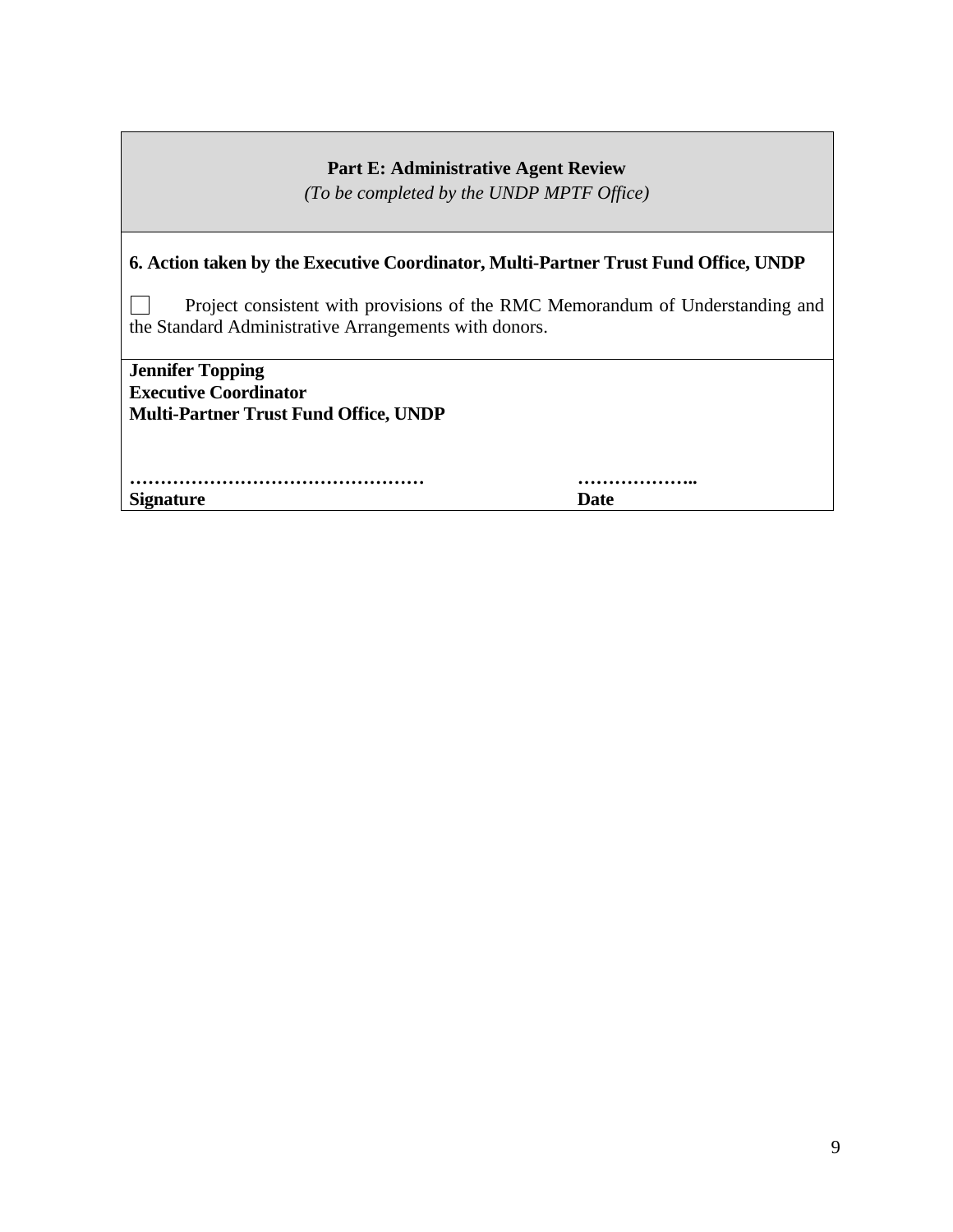**Part E: Administrative Agent Review**

*(To be completed by the UNDP MPTF Office)*

**6. Action taken by the Executive Coordinator, Multi-Partner Trust Fund Office, UNDP**

☐ Project consistent with provisions of the RMC Memorandum of Understanding and the Standard Administrative Arrangements with donors.

**Jennifer Topping**
**Executive Coordinator**
**Multi-Partner Trust Fund Office, UNDP**

| ………………………………………… | ……………….. |
|---|---|
| **Signature** | **Date** |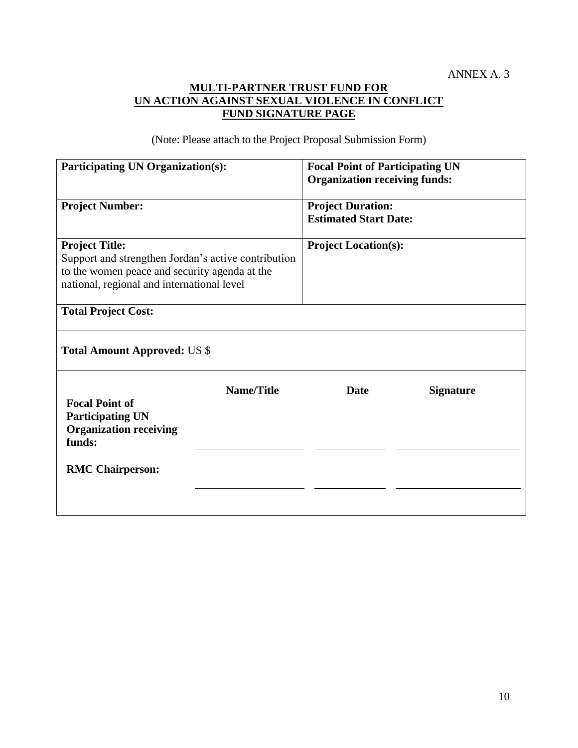ANNEX A. 3

**MULTI-PARTNER TRUST FUND FOR**
**UN ACTION AGAINST SEXUAL VIOLENCE IN CONFLICT**
**FUND SIGNATURE PAGE**

(Note: Please attach to the Project Proposal Submission Form)

| | |
|---|---|
| **Participating UN Organization(s):** | **Focal Point of Participating UN Organization receiving funds:** |
| **Project Number:** | **Project Duration:**<br>**Estimated Start Date:** |
| **Project Title:**<br>Support and strengthen Jordan's active contribution to the women peace and security agenda at the national, regional and international level | **Project Location(s):** |
| **Total Project Cost:** | |
| **Total Amount Approved:** US $ | |

| | Name/Title | Date | Signature |
|---|---|---|---|
| **Focal Point of Participating UN Organization receiving funds:** | | | |
| **RMC Chairperson:** | | | |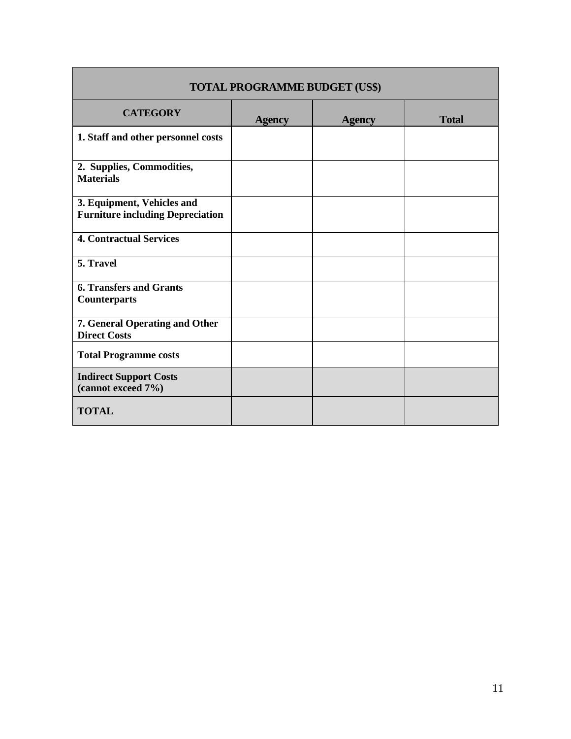| TOTAL PROGRAMME BUDGET (US$) | | | |
|---|---|---|---|
| **CATEGORY** | **Agency** | **Agency** | **Total** |
| **1. Staff and other personnel costs** | | | |
| **2. Supplies, Commodities, Materials** | | | |
| **3. Equipment, Vehicles and Furniture including Depreciation** | | | |
| **4. Contractual Services** | | | |
| **5. Travel** | | | |
| **6. Transfers and Grants Counterparts** | | | |
| **7. General Operating and Other Direct Costs** | | | |
| **Total Programme costs** | | | |
| **Indirect Support Costs (cannot exceed 7%)** | | | |
| **TOTAL** | | | |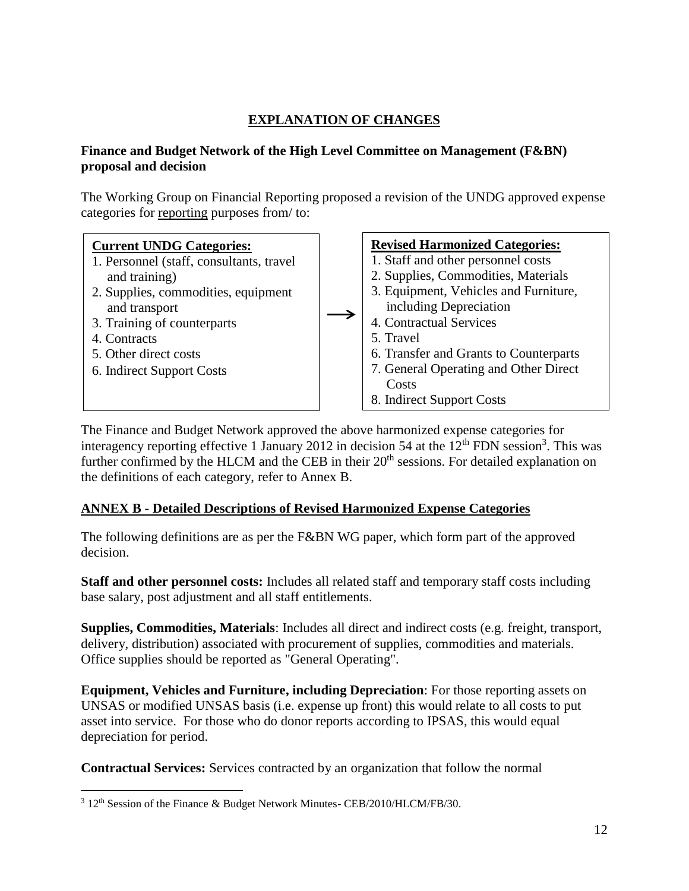## EXPLANATION OF CHANGES

**Finance and Budget Network of the High Level Committee on Management (F&BN) proposal and decision**

The Working Group on Financial Reporting proposed a revision of the UNDG approved expense categories for reporting purposes from/ to:

| Current UNDG Categories: | | Revised Harmonized Categories: |
|---|---|---|
| 1. Personnel (staff, consultants, travel and training)<br>2. Supplies, commodities, equipment and transport<br>3. Training of counterparts<br>4. Contracts<br>5. Other direct costs<br>6. Indirect Support Costs | → | 1. Staff and other personnel costs<br>2. Supplies, Commodities, Materials<br>3. Equipment, Vehicles and Furniture, including Depreciation<br>4. Contractual Services<br>5. Travel<br>6. Transfer and Grants to Counterparts<br>7. General Operating and Other Direct Costs<br>8. Indirect Support Costs |

The Finance and Budget Network approved the above harmonized expense categories for interagency reporting effective 1 January 2012 in decision 54 at the 12th FDN session[3]. This was further confirmed by the HLCM and the CEB in their 20th sessions. For detailed explanation on the definitions of each category, refer to Annex B.

## ANNEX B - Detailed Descriptions of Revised Harmonized Expense Categories

The following definitions are as per the F&BN WG paper, which form part of the approved decision.

**Staff and other personnel costs:** Includes all related staff and temporary staff costs including base salary, post adjustment and all staff entitlements.

**Supplies, Commodities, Materials**: Includes all direct and indirect costs (e.g. freight, transport, delivery, distribution) associated with procurement of supplies, commodities and materials. Office supplies should be reported as "General Operating".

**Equipment, Vehicles and Furniture, including Depreciation**: For those reporting assets on UNSAS or modified UNSAS basis (i.e. expense up front) this would relate to all costs to put asset into service. For those who do donor reports according to IPSAS, this would equal depreciation for period.

**Contractual Services:** Services contracted by an organization that follow the normal

[3] 12th Session of the Finance & Budget Network Minutes- CEB/2010/HLCM/FB/30.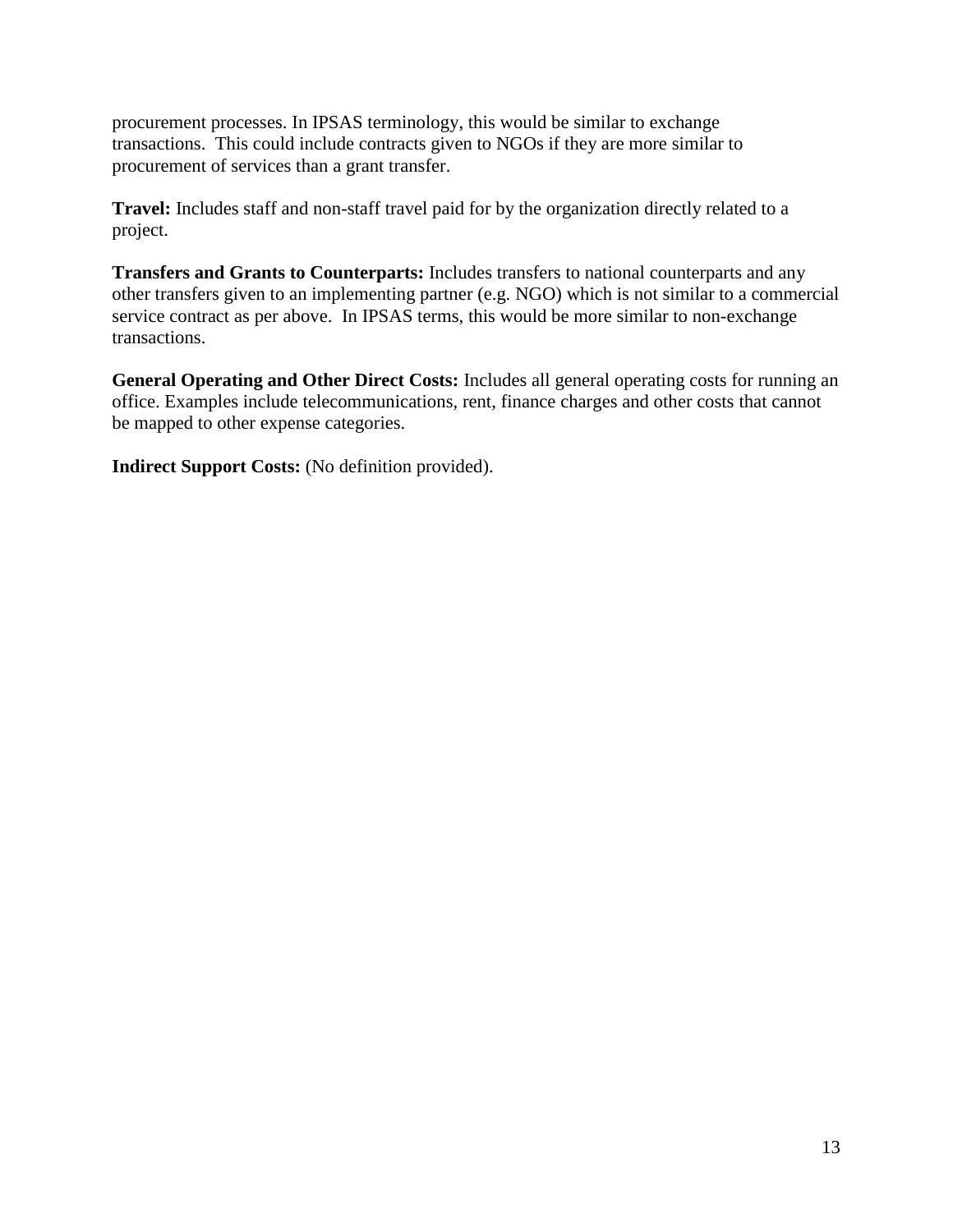procurement processes. In IPSAS terminology, this would be similar to exchange transactions. This could include contracts given to NGOs if they are more similar to procurement of services than a grant transfer.

**Travel:** Includes staff and non-staff travel paid for by the organization directly related to a project.

**Transfers and Grants to Counterparts:** Includes transfers to national counterparts and any other transfers given to an implementing partner (e.g. NGO) which is not similar to a commercial service contract as per above. In IPSAS terms, this would be more similar to non-exchange transactions.

**General Operating and Other Direct Costs:** Includes all general operating costs for running an office. Examples include telecommunications, rent, finance charges and other costs that cannot be mapped to other expense categories.

**Indirect Support Costs:** (No definition provided).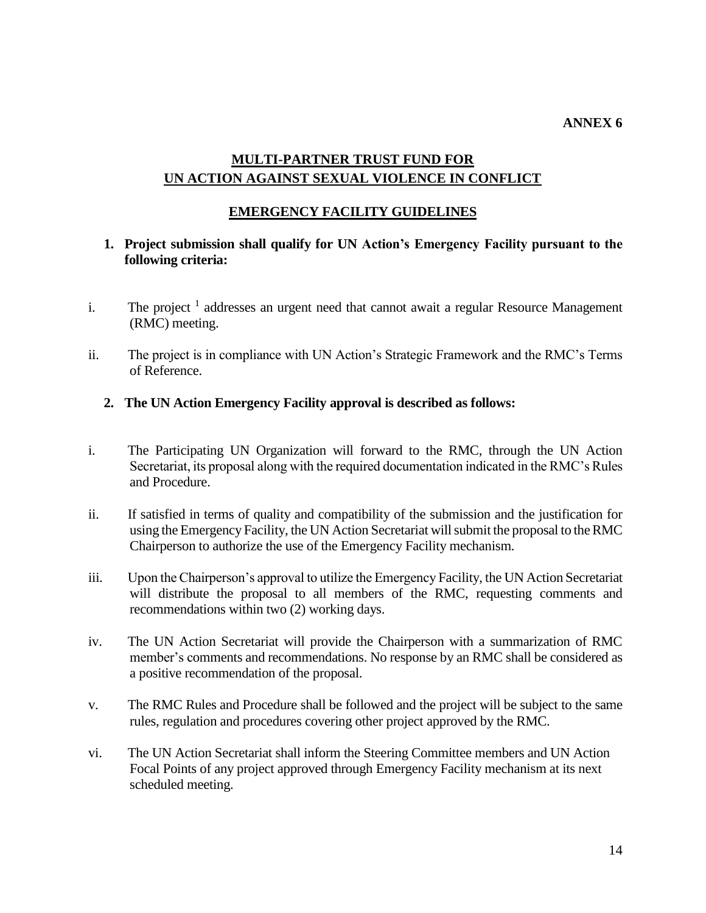**ANNEX 6**

# MULTI-PARTNER TRUST FUND FOR UN ACTION AGAINST SEXUAL VIOLENCE IN CONFLICT

## EMERGENCY FACILITY GUIDELINES

**1. Project submission shall qualify for UN Action's Emergency Facility pursuant to the following criteria:**

i. The project [1] addresses an urgent need that cannot await a regular Resource Management (RMC) meeting.

ii. The project is in compliance with UN Action's Strategic Framework and the RMC's Terms of Reference.

**2. The UN Action Emergency Facility approval is described as follows:**

i. The Participating UN Organization will forward to the RMC, through the UN Action Secretariat, its proposal along with the required documentation indicated in the RMC's Rules and Procedure.

ii. If satisfied in terms of quality and compatibility of the submission and the justification for using the Emergency Facility, the UN Action Secretariat will submit the proposal to the RMC Chairperson to authorize the use of the Emergency Facility mechanism.

iii. Upon the Chairperson's approval to utilize the Emergency Facility, the UN Action Secretariat will distribute the proposal to all members of the RMC, requesting comments and recommendations within two (2) working days.

iv. The UN Action Secretariat will provide the Chairperson with a summarization of RMC member's comments and recommendations. No response by an RMC shall be considered as a positive recommendation of the proposal.

v. The RMC Rules and Procedure shall be followed and the project will be subject to the same rules, regulation and procedures covering other project approved by the RMC.

vi. The UN Action Secretariat shall inform the Steering Committee members and UN Action Focal Points of any project approved through Emergency Facility mechanism at its next scheduled meeting.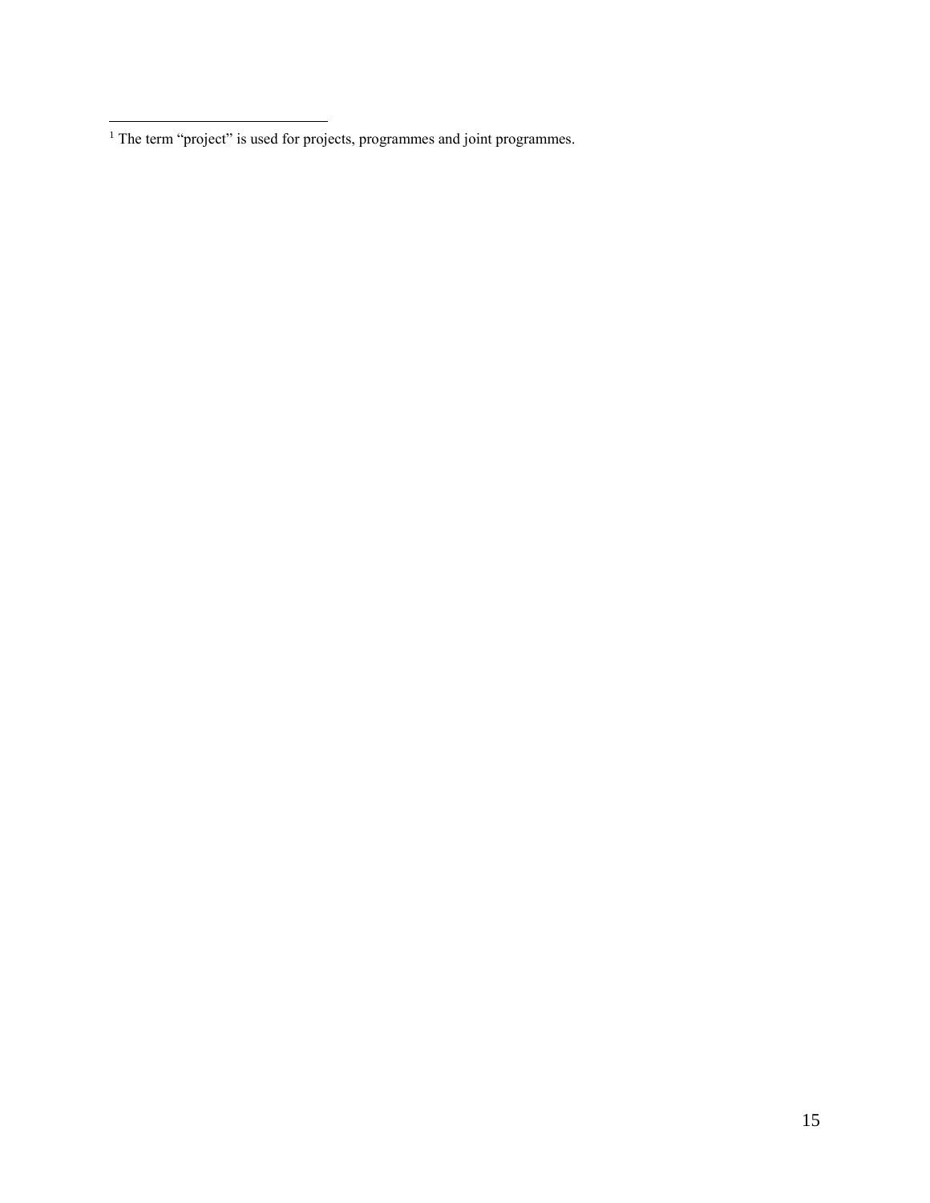[1] The term “project” is used for projects, programmes and joint programmes.